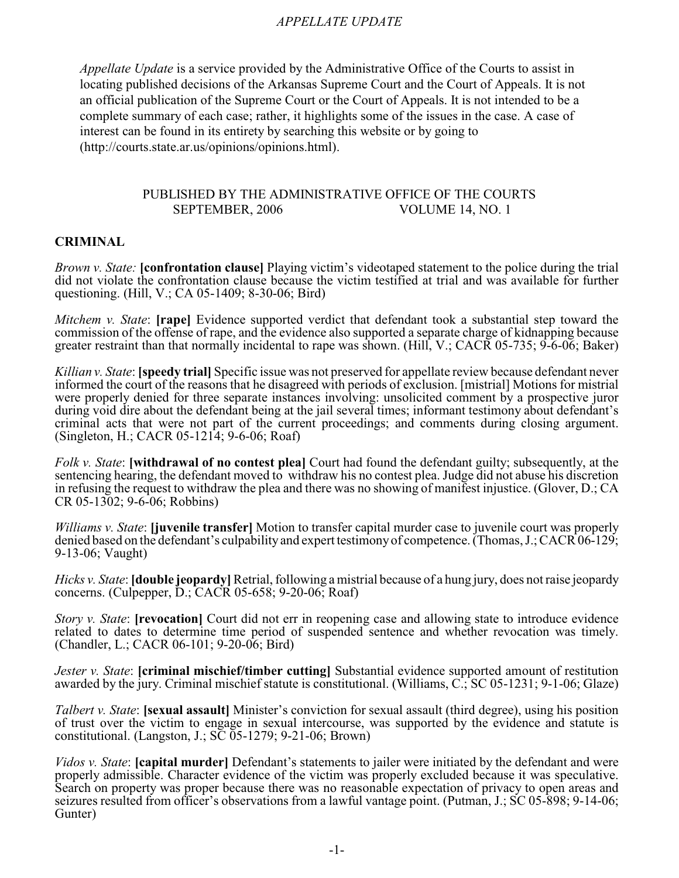*Appellate Update* is a service provided by the Administrative Office of the Courts to assist in locating published decisions of the Arkansas Supreme Court and the Court of Appeals. It is not an official publication of the Supreme Court or the Court of Appeals. It is not intended to be a complete summary of each case; rather, it highlights some of the issues in the case. A case of interest can be found in its entirety by searching this website or by going to (http://courts.state.ar.us/opinions/opinions.html).

PUBLISHED BY THE ADMINISTRATIVE OFFICE OF THE COURTS
SEPTEMBER, 2006 VOLUME 14, NO. 1

## CRIMINAL

*Brown v. State:* **[confrontation clause]** Playing victim's videotaped statement to the police during the trial did not violate the confrontation clause because the victim testified at trial and was available for further questioning. (Hill, V.; CA 05-1409; 8-30-06; Bird)

*Mitchem v. State*: **[rape]** Evidence supported verdict that defendant took a substantial step toward the commission of the offense of rape, and the evidence also supported a separate charge of kidnapping because greater restraint than that normally incidental to rape was shown. (Hill, V.; CACR 05-735; 9-6-06; Baker)

*Killian v. State*: **[speedy trial]** Specific issue was not preserved for appellate review because defendant never informed the court of the reasons that he disagreed with periods of exclusion. [mistrial] Motions for mistrial were properly denied for three separate instances involving: unsolicited comment by a prospective juror during void dire about the defendant being at the jail several times; informant testimony about defendant's criminal acts that were not part of the current proceedings; and comments during closing argument. (Singleton, H.; CACR 05-1214; 9-6-06; Roaf)

*Folk v. State*: **[withdrawal of no contest plea]** Court had found the defendant guilty; subsequently, at the sentencing hearing, the defendant moved to withdraw his no contest plea. Judge did not abuse his discretion in refusing the request to withdraw the plea and there was no showing of manifest injustice. (Glover, D.; CA CR 05-1302; 9-6-06; Robbins)

*Williams v. State*: **[juvenile transfer]** Motion to transfer capital murder case to juvenile court was properly denied based on the defendant's culpability and expert testimony of competence. (Thomas, J.; CACR 06-129; 9-13-06; Vaught)

*Hicks v. State*: **[double jeopardy]** Retrial, following a mistrial because of a hung jury, does not raise jeopardy concerns. (Culpepper, D.; CACR 05-658; 9-20-06; Roaf)

*Story v. State*: **[revocation]** Court did not err in reopening case and allowing state to introduce evidence related to dates to determine time period of suspended sentence and whether revocation was timely. (Chandler, L.; CACR 06-101; 9-20-06; Bird)

*Jester v. State*: **[criminal mischief/timber cutting]** Substantial evidence supported amount of restitution awarded by the jury. Criminal mischief statute is constitutional. (Williams, C.; SC 05-1231; 9-1-06; Glaze)

*Talbert v. State*: **[sexual assault]** Minister's conviction for sexual assault (third degree), using his position of trust over the victim to engage in sexual intercourse, was supported by the evidence and statute is constitutional. (Langston, J.; SC 05-1279; 9-21-06; Brown)

*Vidos v. State*: **[capital murder]** Defendant's statements to jailer were initiated by the defendant and were properly admissible. Character evidence of the victim was properly excluded because it was speculative. Search on property was proper because there was no reasonable expectation of privacy to open areas and seizures resulted from officer's observations from a lawful vantage point. (Putman, J.; SC 05-898; 9-14-06; Gunter)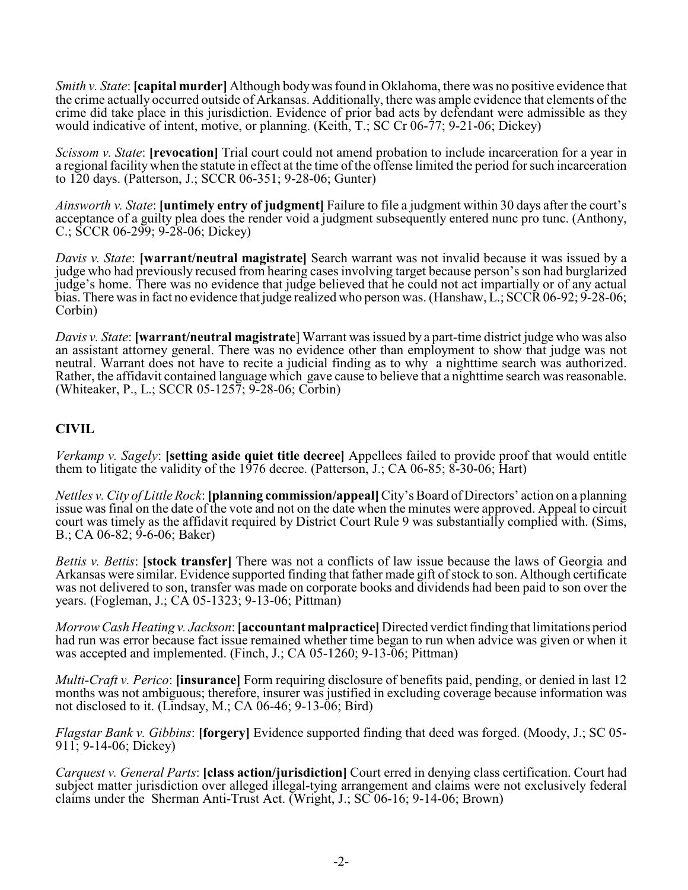*Smith v. State*: **[capital murder]** Although body was found in Oklahoma, there was no positive evidence that the crime actually occurred outside of Arkansas. Additionally, there was ample evidence that elements of the crime did take place in this jurisdiction. Evidence of prior bad acts by defendant were admissible as they would indicative of intent, motive, or planning. (Keith, T.; SC Cr 06-77; 9-21-06; Dickey)

*Scissom v. State*: **[revocation]** Trial court could not amend probation to include incarceration for a year in a regional facility when the statute in effect at the time of the offense limited the period for such incarceration to 120 days. (Patterson, J.; SCCR 06-351; 9-28-06; Gunter)

*Ainsworth v. State*: **[untimely entry of judgment]** Failure to file a judgment within 30 days after the court's acceptance of a guilty plea does the render void a judgment subsequently entered nunc pro tunc. (Anthony, C.; SCCR 06-299; 9-28-06; Dickey)

*Davis v. State*: **[warrant/neutral magistrate]** Search warrant was not invalid because it was issued by a judge who had previously recused from hearing cases involving target because person's son had burglarized judge's home. There was no evidence that judge believed that he could not act impartially or of any actual bias. There was in fact no evidence that judge realized who person was. (Hanshaw, L.; SCCR 06-92; 9-28-06; Corbin)

*Davis v. State*: **[warrant/neutral magistrate]** Warrant was issued by a part-time district judge who was also an assistant attorney general. There was no evidence other than employment to show that judge was not neutral. Warrant does not have to recite a judicial finding as to why a nighttime search was authorized. Rather, the affidavit contained language which gave cause to believe that a nighttime search was reasonable. (Whiteaker, P., L.; SCCR 05-1257; 9-28-06; Corbin)

## CIVIL

*Verkamp v. Sagely*: **[setting aside quiet title decree]** Appellees failed to provide proof that would entitle them to litigate the validity of the 1976 decree. (Patterson, J.; CA 06-85; 8-30-06; Hart)

*Nettles v. City of Little Rock*: **[planning commission/appeal]** City's Board of Directors' action on a planning issue was final on the date of the vote and not on the date when the minutes were approved. Appeal to circuit court was timely as the affidavit required by District Court Rule 9 was substantially complied with. (Sims, B.; CA 06-82; 9-6-06; Baker)

*Bettis v. Bettis*: **[stock transfer]** There was not a conflicts of law issue because the laws of Georgia and Arkansas were similar. Evidence supported finding that father made gift of stock to son. Although certificate was not delivered to son, transfer was made on corporate books and dividends had been paid to son over the years. (Fogleman, J.; CA 05-1323; 9-13-06; Pittman)

*Morrow Cash Heating v. Jackson*: **[accountant malpractice]** Directed verdict finding that limitations period had run was error because fact issue remained whether time began to run when advice was given or when it was accepted and implemented. (Finch, J.; CA 05-1260; 9-13-06; Pittman)

*Multi-Craft v. Perico*: **[insurance]** Form requiring disclosure of benefits paid, pending, or denied in last 12 months was not ambiguous; therefore, insurer was justified in excluding coverage because information was not disclosed to it. (Lindsay, M.; CA 06-46; 9-13-06; Bird)

*Flagstar Bank v. Gibbins*: **[forgery]** Evidence supported finding that deed was forged. (Moody, J.; SC 05-911; 9-14-06; Dickey)

*Carquest v. General Parts*: **[class action/jurisdiction]** Court erred in denying class certification. Court had subject matter jurisdiction over alleged illegal-tying arrangement and claims were not exclusively federal claims under the Sherman Anti-Trust Act. (Wright, J.; SC 06-16; 9-14-06; Brown)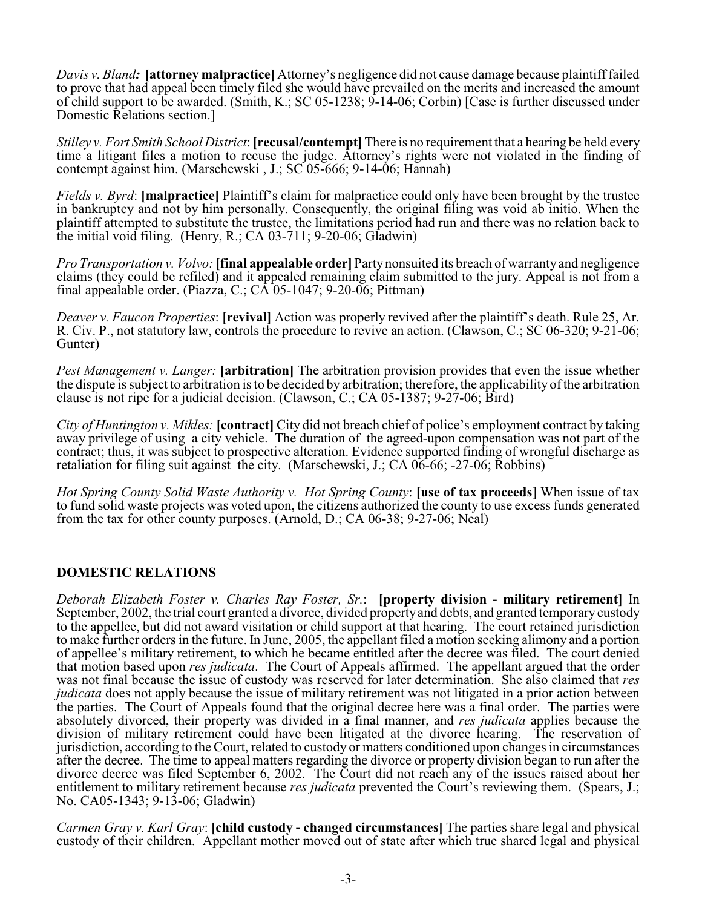*Davis v. Bland:* **[attorney malpractice]** Attorney's negligence did not cause damage because plaintiff failed to prove that had appeal been timely filed she would have prevailed on the merits and increased the amount of child support to be awarded. (Smith, K.; SC 05-1238; 9-14-06; Corbin) [Case is further discussed under Domestic Relations section.]

*Stilley v. Fort Smith School District*: **[recusal/contempt]** There is no requirement that a hearing be held every time a litigant files a motion to recuse the judge. Attorney's rights were not violated in the finding of contempt against him. (Marschewski , J.; SC 05-666; 9-14-06; Hannah)

*Fields v. Byrd*: **[malpractice]** Plaintiff's claim for malpractice could only have been brought by the trustee in bankruptcy and not by him personally. Consequently, the original filing was void ab initio. When the plaintiff attempted to substitute the trustee, the limitations period had run and there was no relation back to the initial void filing. (Henry, R.; CA 03-711; 9-20-06; Gladwin)

*Pro Transportation v. Volvo:* **[final appealable order]** Party nonsuited its breach of warranty and negligence claims (they could be refiled) and it appealed remaining claim submitted to the jury. Appeal is not from a final appealable order. (Piazza, C.; CA 05-1047; 9-20-06; Pittman)

*Deaver v. Faucon Properties*: **[revival]** Action was properly revived after the plaintiff's death. Rule 25, Ar. R. Civ. P., not statutory law, controls the procedure to revive an action. (Clawson, C.; SC 06-320; 9-21-06; Gunter)

*Pest Management v. Langer:* **[arbitration]** The arbitration provision provides that even the issue whether the dispute is subject to arbitration is to be decided by arbitration; therefore, the applicability of the arbitration clause is not ripe for a judicial decision. (Clawson, C.; CA 05-1387; 9-27-06; Bird)

*City of Huntington v. Mikles:* **[contract]** City did not breach chief of police's employment contract by taking away privilege of using a city vehicle. The duration of the agreed-upon compensation was not part of the contract; thus, it was subject to prospective alteration. Evidence supported finding of wrongful discharge as retaliation for filing suit against the city. (Marschewski, J.; CA 06-66; -27-06; Robbins)

*Hot Spring County Solid Waste Authority v. Hot Spring County*: **[use of tax proceeds]** When issue of tax to fund solid waste projects was voted upon, the citizens authorized the county to use excess funds generated from the tax for other county purposes. (Arnold, D.; CA 06-38; 9-27-06; Neal)

## DOMESTIC RELATIONS

*Deborah Elizabeth Foster v. Charles Ray Foster, Sr.*: **[property division - military retirement]** In September, 2002, the trial court granted a divorce, divided property and debts, and granted temporary custody to the appellee, but did not award visitation or child support at that hearing. The court retained jurisdiction to make further orders in the future. In June, 2005, the appellant filed a motion seeking alimony and a portion of appellee's military retirement, to which he became entitled after the decree was filed. The court denied that motion based upon *res judicata*. The Court of Appeals affirmed. The appellant argued that the order was not final because the issue of custody was reserved for later determination. She also claimed that *res judicata* does not apply because the issue of military retirement was not litigated in a prior action between the parties. The Court of Appeals found that the original decree here was a final order. The parties were absolutely divorced, their property was divided in a final manner, and *res judicata* applies because the division of military retirement could have been litigated at the divorce hearing. The reservation of jurisdiction, according to the Court, related to custody or matters conditioned upon changes in circumstances after the decree. The time to appeal matters regarding the divorce or property division began to run after the divorce decree was filed September 6, 2002. The Court did not reach any of the issues raised about her entitlement to military retirement because *res judicata* prevented the Court's reviewing them. (Spears, J.; No. CA05-1343; 9-13-06; Gladwin)

*Carmen Gray v. Karl Gray*: **[child custody - changed circumstances]** The parties share legal and physical custody of their children. Appellant mother moved out of state after which true shared legal and physical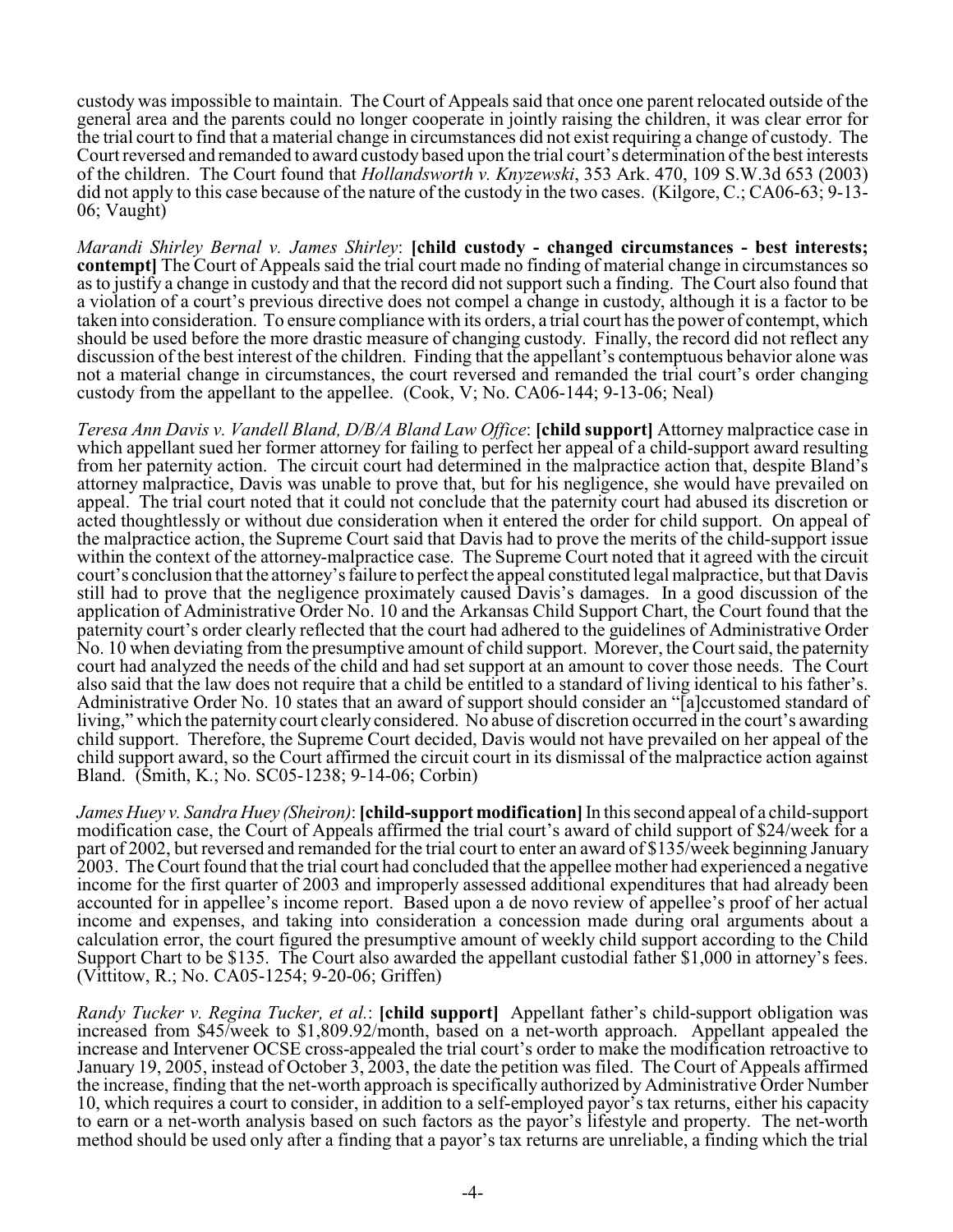custody was impossible to maintain. The Court of Appeals said that once one parent relocated outside of the general area and the parents could no longer cooperate in jointly raising the children, it was clear error for the trial court to find that a material change in circumstances did not exist requiring a change of custody. The Court reversed and remanded to award custody based upon the trial court's determination of the best interests of the children. The Court found that *Hollandsworth v. Knyzewski*, 353 Ark. 470, 109 S.W.3d 653 (2003) did not apply to this case because of the nature of the custody in the two cases. (Kilgore, C.; CA06-63; 9-13-06; Vaught)

*Marandi Shirley Bernal v. James Shirley*: **[child custody - changed circumstances - best interests; contempt]** The Court of Appeals said the trial court made no finding of material change in circumstances so as to justify a change in custody and that the record did not support such a finding. The Court also found that a violation of a court's previous directive does not compel a change in custody, although it is a factor to be taken into consideration. To ensure compliance with its orders, a trial court has the power of contempt, which should be used before the more drastic measure of changing custody. Finally, the record did not reflect any discussion of the best interest of the children. Finding that the appellant's contemptuous behavior alone was not a material change in circumstances, the court reversed and remanded the trial court's order changing custody from the appellant to the appellee. (Cook, V; No. CA06-144; 9-13-06; Neal)

*Teresa Ann Davis v. Vandell Bland, D/B/A Bland Law Office*: **[child support]** Attorney malpractice case in which appellant sued her former attorney for failing to perfect her appeal of a child-support award resulting from her paternity action. The circuit court had determined in the malpractice action that, despite Bland's attorney malpractice, Davis was unable to prove that, but for his negligence, she would have prevailed on appeal. The trial court noted that it could not conclude that the paternity court had abused its discretion or acted thoughtlessly or without due consideration when it entered the order for child support. On appeal of the malpractice action, the Supreme Court said that Davis had to prove the merits of the child-support issue within the context of the attorney-malpractice case. The Supreme Court noted that it agreed with the circuit court's conclusion that the attorney's failure to perfect the appeal constituted legal malpractice, but that Davis still had to prove that the negligence proximately caused Davis's damages. In a good discussion of the application of Administrative Order No. 10 and the Arkansas Child Support Chart, the Court found that the paternity court's order clearly reflected that the court had adhered to the guidelines of Administrative Order No. 10 when deviating from the presumptive amount of child support. Morever, the Court said, the paternity court had analyzed the needs of the child and had set support at an amount to cover those needs. The Court also said that the law does not require that a child be entitled to a standard of living identical to his father's. Administrative Order No. 10 states that an award of support should consider an "[a]ccustomed standard of living," which the paternity court clearly considered. No abuse of discretion occurred in the court's awarding child support. Therefore, the Supreme Court decided, Davis would not have prevailed on her appeal of the child support award, so the Court affirmed the circuit court in its dismissal of the malpractice action against Bland. (Smith, K.; No. SC05-1238; 9-14-06; Corbin)

*James Huey v. Sandra Huey (Sheiron)*: **[child-support modification]** In this second appeal of a child-support modification case, the Court of Appeals affirmed the trial court's award of child support of $24/week for a part of 2002, but reversed and remanded for the trial court to enter an award of $135/week beginning January 2003. The Court found that the trial court had concluded that the appellee mother had experienced a negative income for the first quarter of 2003 and improperly assessed additional expenditures that had already been accounted for in appellee's income report. Based upon a de novo review of appellee's proof of her actual income and expenses, and taking into consideration a concession made during oral arguments about a calculation error, the court figured the presumptive amount of weekly child support according to the Child Support Chart to be $135. The Court also awarded the appellant custodial father $1,000 in attorney's fees. (Vittitow, R.; No. CA05-1254; 9-20-06; Griffen)

*Randy Tucker v. Regina Tucker, et al.*: **[child support]** Appellant father's child-support obligation was increased from $45/week to $1,809.92/month, based on a net-worth approach. Appellant appealed the increase and Intervener OCSE cross-appealed the trial court's order to make the modification retroactive to January 19, 2005, instead of October 3, 2003, the date the petition was filed. The Court of Appeals affirmed the increase, finding that the net-worth approach is specifically authorized by Administrative Order Number 10, which requires a court to consider, in addition to a self-employed payor's tax returns, either his capacity to earn or a net-worth analysis based on such factors as the payor's lifestyle and property. The net-worth method should be used only after a finding that a payor's tax returns are unreliable, a finding which the trial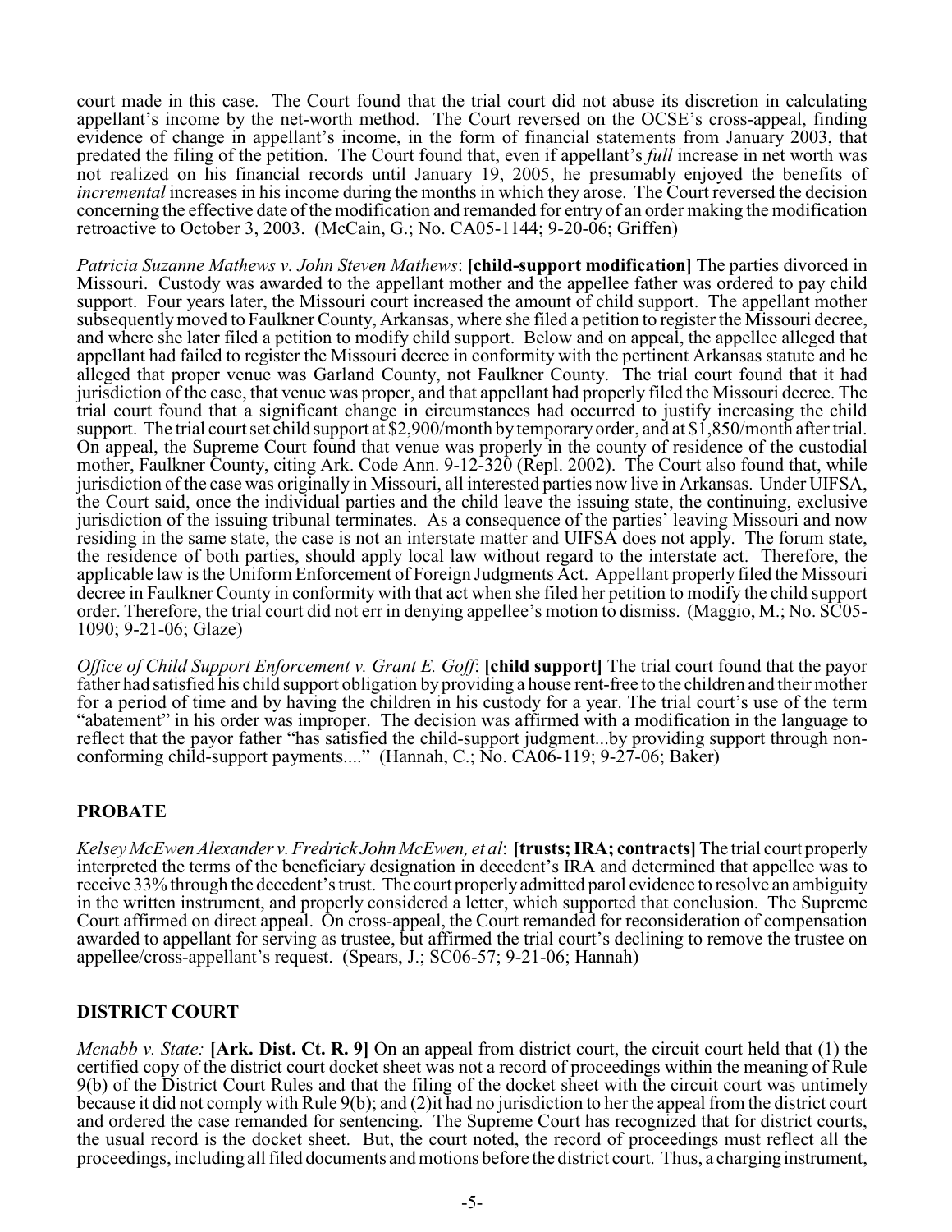court made in this case. The Court found that the trial court did not abuse its discretion in calculating appellant's income by the net-worth method. The Court reversed on the OCSE's cross-appeal, finding evidence of change in appellant's income, in the form of financial statements from January 2003, that predated the filing of the petition. The Court found that, even if appellant's *full* increase in net worth was not realized on his financial records until January 19, 2005, he presumably enjoyed the benefits of *incremental* increases in his income during the months in which they arose. The Court reversed the decision concerning the effective date of the modification and remanded for entry of an order making the modification retroactive to October 3, 2003. (McCain, G.; No. CA05-1144; 9-20-06; Griffen)

*Patricia Suzanne Mathews v. John Steven Mathews*: **[child-support modification]** The parties divorced in Missouri. Custody was awarded to the appellant mother and the appellee father was ordered to pay child support. Four years later, the Missouri court increased the amount of child support. The appellant mother subsequently moved to Faulkner County, Arkansas, where she filed a petition to register the Missouri decree, and where she later filed a petition to modify child support. Below and on appeal, the appellee alleged that appellant had failed to register the Missouri decree in conformity with the pertinent Arkansas statute and he alleged that proper venue was Garland County, not Faulkner County. The trial court found that it had jurisdiction of the case, that venue was proper, and that appellant had properly filed the Missouri decree. The trial court found that a significant change in circumstances had occurred to justify increasing the child support. The trial court set child support at $2,900/month by temporary order, and at $1,850/month after trial. On appeal, the Supreme Court found that venue was properly in the county of residence of the custodial mother, Faulkner County, citing Ark. Code Ann. 9-12-320 (Repl. 2002). The Court also found that, while jurisdiction of the case was originally in Missouri, all interested parties now live in Arkansas. Under UIFSA, the Court said, once the individual parties and the child leave the issuing state, the continuing, exclusive jurisdiction of the issuing tribunal terminates. As a consequence of the parties' leaving Missouri and now residing in the same state, the case is not an interstate matter and UIFSA does not apply. The forum state, the residence of both parties, should apply local law without regard to the interstate act. Therefore, the applicable law is the Uniform Enforcement of Foreign Judgments Act. Appellant properly filed the Missouri decree in Faulkner County in conformity with that act when she filed her petition to modify the child support order. Therefore, the trial court did not err in denying appellee's motion to dismiss. (Maggio, M.; No. SC05-1090; 9-21-06; Glaze)

*Office of Child Support Enforcement v. Grant E. Goff*: **[child support]** The trial court found that the payor father had satisfied his child support obligation by providing a house rent-free to the children and their mother for a period of time and by having the children in his custody for a year. The trial court's use of the term "abatement" in his order was improper. The decision was affirmed with a modification in the language to reflect that the payor father "has satisfied the child-support judgment...by providing support through non-conforming child-support payments...." (Hannah, C.; No. CA06-119; 9-27-06; Baker)

## PROBATE

*Kelsey McEwen Alexander v. Fredrick John McEwen, et al*: **[trusts; IRA; contracts]** The trial court properly interpreted the terms of the beneficiary designation in decedent's IRA and determined that appellee was to receive 33% through the decedent's trust. The court properly admitted parol evidence to resolve an ambiguity in the written instrument, and properly considered a letter, which supported that conclusion. The Supreme Court affirmed on direct appeal. On cross-appeal, the Court remanded for reconsideration of compensation awarded to appellant for serving as trustee, but affirmed the trial court's declining to remove the trustee on appellee/cross-appellant's request. (Spears, J.; SC06-57; 9-21-06; Hannah)

## DISTRICT COURT

*Mcnabb v. State:* **[Ark. Dist. Ct. R. 9]** On an appeal from district court, the circuit court held that (1) the certified copy of the district court docket sheet was not a record of proceedings within the meaning of Rule 9(b) of the District Court Rules and that the filing of the docket sheet with the circuit court was untimely because it did not comply with Rule 9(b); and (2)it had no jurisdiction to her the appeal from the district court and ordered the case remanded for sentencing. The Supreme Court has recognized that for district courts, the usual record is the docket sheet. But, the court noted, the record of proceedings must reflect all the proceedings, including all filed documents and motions before the district court. Thus, a charging instrument,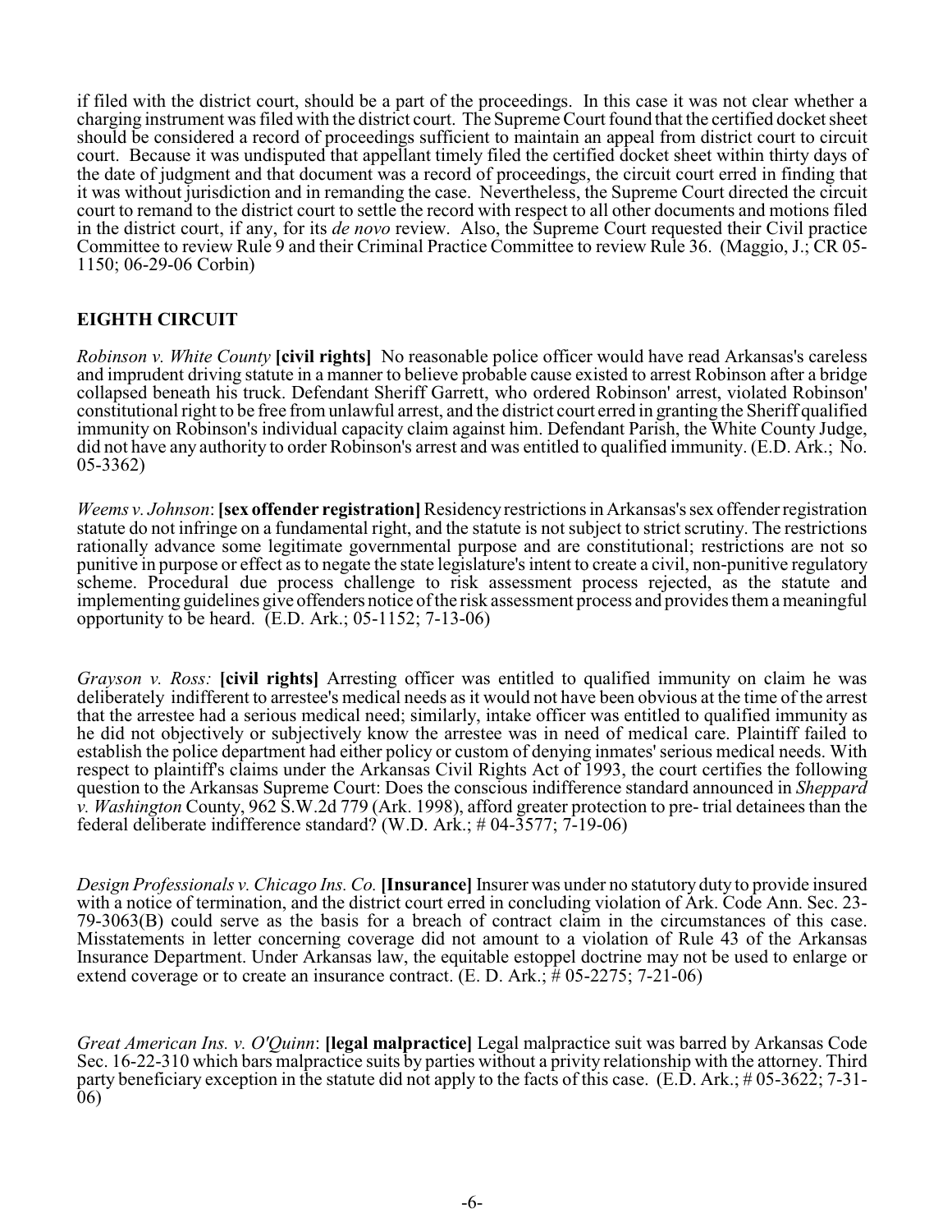if filed with the district court, should be a part of the proceedings. In this case it was not clear whether a charging instrument was filed with the district court. The Supreme Court found that the certified docket sheet should be considered a record of proceedings sufficient to maintain an appeal from district court to circuit court. Because it was undisputed that appellant timely filed the certified docket sheet within thirty days of the date of judgment and that document was a record of proceedings, the circuit court erred in finding that it was without jurisdiction and in remanding the case. Nevertheless, the Supreme Court directed the circuit court to remand to the district court to settle the record with respect to all other documents and motions filed in the district court, if any, for its *de novo* review. Also, the Supreme Court requested their Civil practice Committee to review Rule 9 and their Criminal Practice Committee to review Rule 36. (Maggio, J.; CR 05-1150; 06-29-06 Corbin)

## EIGHTH CIRCUIT

*Robinson v. White County* **[civil rights]** No reasonable police officer would have read Arkansas's careless and imprudent driving statute in a manner to believe probable cause existed to arrest Robinson after a bridge collapsed beneath his truck. Defendant Sheriff Garrett, who ordered Robinson' arrest, violated Robinson' constitutional right to be free from unlawful arrest, and the district court erred in granting the Sheriff qualified immunity on Robinson's individual capacity claim against him. Defendant Parish, the White County Judge, did not have any authority to order Robinson's arrest and was entitled to qualified immunity. (E.D. Ark.; No. 05-3362)

*Weems v. Johnson*: **[sex offender registration]** Residency restrictions in Arkansas's sex offender registration statute do not infringe on a fundamental right, and the statute is not subject to strict scrutiny. The restrictions rationally advance some legitimate governmental purpose and are constitutional; restrictions are not so punitive in purpose or effect as to negate the state legislature's intent to create a civil, non-punitive regulatory scheme. Procedural due process challenge to risk assessment process rejected, as the statute and implementing guidelines give offenders notice of the risk assessment process and provides them a meaningful opportunity to be heard. (E.D. Ark.; 05-1152; 7-13-06)

*Grayson v. Ross:* **[civil rights]** Arresting officer was entitled to qualified immunity on claim he was deliberately indifferent to arrestee's medical needs as it would not have been obvious at the time of the arrest that the arrestee had a serious medical need; similarly, intake officer was entitled to qualified immunity as he did not objectively or subjectively know the arrestee was in need of medical care. Plaintiff failed to establish the police department had either policy or custom of denying inmates' serious medical needs. With respect to plaintiff's claims under the Arkansas Civil Rights Act of 1993, the court certifies the following question to the Arkansas Supreme Court: Does the conscious indifference standard announced in *Sheppard v. Washington* County, 962 S.W.2d 779 (Ark. 1998), afford greater protection to pre- trial detainees than the federal deliberate indifference standard? (W.D. Ark.; # 04-3577; 7-19-06)

*Design Professionals v. Chicago Ins. Co.* **[Insurance]** Insurer was under no statutory duty to provide insured with a notice of termination, and the district court erred in concluding violation of Ark. Code Ann. Sec. 23-79-3063(B) could serve as the basis for a breach of contract claim in the circumstances of this case. Misstatements in letter concerning coverage did not amount to a violation of Rule 43 of the Arkansas Insurance Department. Under Arkansas law, the equitable estoppel doctrine may not be used to enlarge or extend coverage or to create an insurance contract. (E. D. Ark.; # 05-2275; 7-21-06)

*Great American Ins. v. O'Quinn*: **[legal malpractice]** Legal malpractice suit was barred by Arkansas Code Sec. 16-22-310 which bars malpractice suits by parties without a privity relationship with the attorney. Third party beneficiary exception in the statute did not apply to the facts of this case. (E.D. Ark.; # 05-3622; 7-31-06)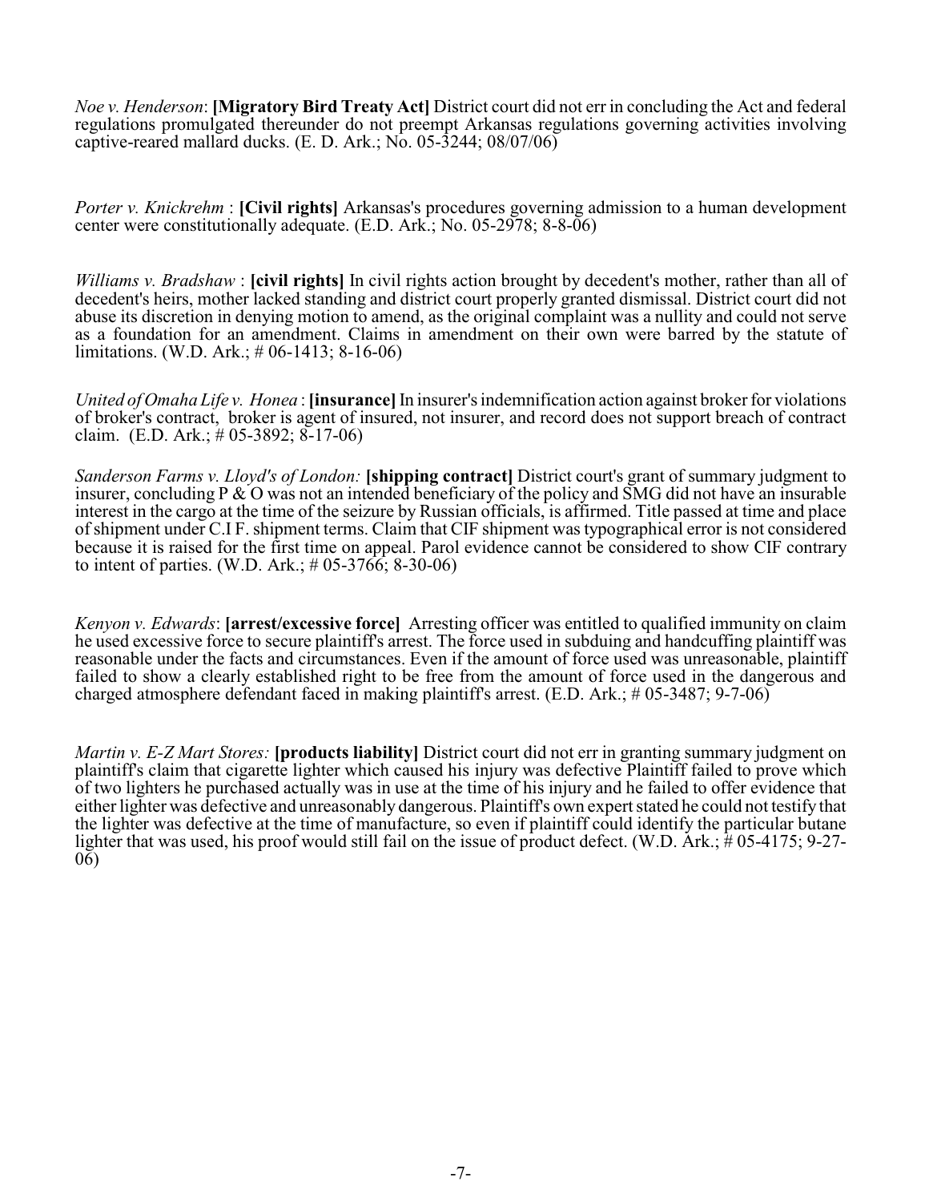*Noe v. Henderson*: **[Migratory Bird Treaty Act]** District court did not err in concluding the Act and federal regulations promulgated thereunder do not preempt Arkansas regulations governing activities involving captive-reared mallard ducks. (E. D. Ark.; No. 05-3244; 08/07/06)

*Porter v. Knickrehm* : **[Civil rights]** Arkansas's procedures governing admission to a human development center were constitutionally adequate. (E.D. Ark.; No. 05-2978; 8-8-06)

*Williams v. Bradshaw* : **[civil rights]** In civil rights action brought by decedent's mother, rather than all of decedent's heirs, mother lacked standing and district court properly granted dismissal. District court did not abuse its discretion in denying motion to amend, as the original complaint was a nullity and could not serve as a foundation for an amendment. Claims in amendment on their own were barred by the statute of limitations. (W.D. Ark.; # 06-1413; 8-16-06)

*United of Omaha Life v. Honea* : **[insurance]** In insurer's indemnification action against broker for violations of broker's contract, broker is agent of insured, not insurer, and record does not support breach of contract claim. (E.D. Ark.; # 05-3892; 8-17-06)

*Sanderson Farms v. Lloyd's of London:* **[shipping contract]** District court's grant of summary judgment to insurer, concluding P & O was not an intended beneficiary of the policy and SMG did not have an insurable interest in the cargo at the time of the seizure by Russian officials, is affirmed. Title passed at time and place of shipment under C.I F. shipment terms. Claim that CIF shipment was typographical error is not considered because it is raised for the first time on appeal. Parol evidence cannot be considered to show CIF contrary to intent of parties. (W.D. Ark.; # 05-3766; 8-30-06)

*Kenyon v. Edwards*: **[arrest/excessive force]** Arresting officer was entitled to qualified immunity on claim he used excessive force to secure plaintiff's arrest. The force used in subduing and handcuffing plaintiff was reasonable under the facts and circumstances. Even if the amount of force used was unreasonable, plaintiff failed to show a clearly established right to be free from the amount of force used in the dangerous and charged atmosphere defendant faced in making plaintiff's arrest. (E.D. Ark.; # 05-3487; 9-7-06)

*Martin v. E-Z Mart Stores:* **[products liability]** District court did not err in granting summary judgment on plaintiff's claim that cigarette lighter which caused his injury was defective Plaintiff failed to prove which of two lighters he purchased actually was in use at the time of his injury and he failed to offer evidence that either lighter was defective and unreasonably dangerous. Plaintiff's own expert stated he could not testify that the lighter was defective at the time of manufacture, so even if plaintiff could identify the particular butane lighter that was used, his proof would still fail on the issue of product defect. (W.D. Ark.; # 05-4175; 9-27-06)